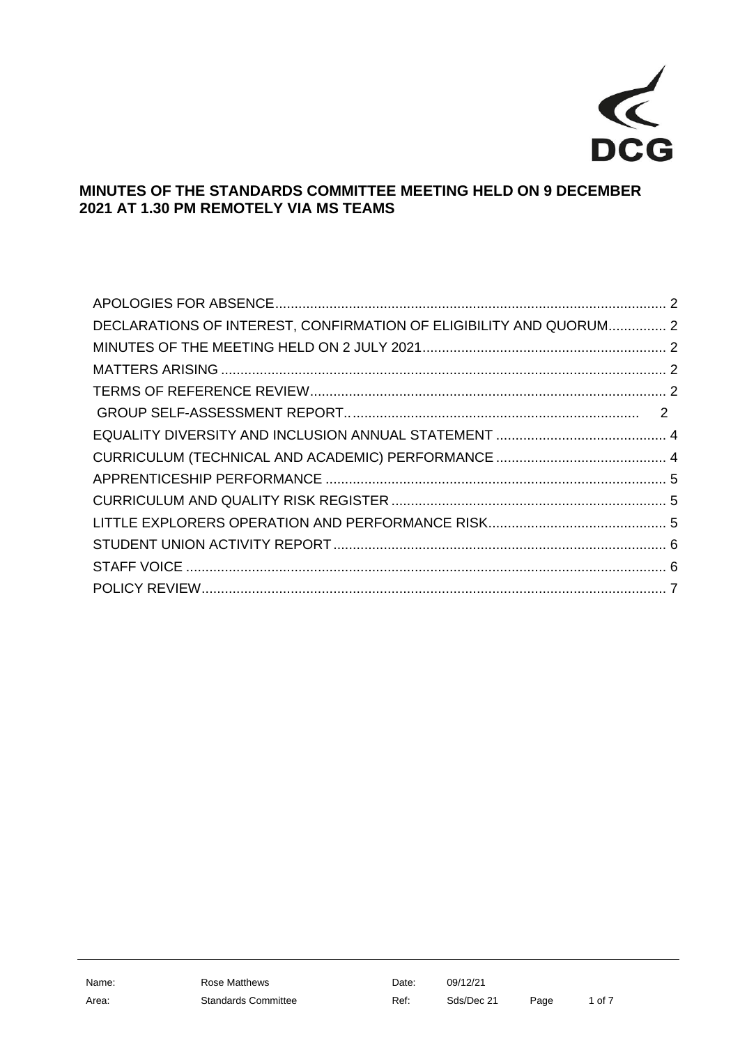# MINUTES OF THE STANDARDS COMMITTEE MEETING HELD ON 9 DECEMBER 2021 AT 1.30 PM REMOTELY VIA MS TEAMS

APOLOGIES FOR ABSENCE .................................................. 2
DECLARATIONS OF INTEREST, CONFIRMATION OF ELIGIBILITY AND QUORUM .............. 2
MINUTES OF THE MEETING HELD ON 2 JULY 2021 .................................................. 2
MATTERS ARISING .................................................. 2
TERMS OF REFERENCE REVIEW .................................................. 2
GROUP SELF-ASSESSMENT REPORT .................................................. 2
EQUALITY DIVERSITY AND INCLUSION ANNUAL STATEMENT .................................................. 4
CURRICULUM (TECHNICAL AND ACADEMIC) PERFORMANCE .................................................. 4
APPRENTICESHIP PERFORMANCE .................................................. 5
CURRICULUM AND QUALITY RISK REGISTER .................................................. 5
LITTLE EXPLORERS OPERATION AND PERFORMANCE RISK .................................................. 5
STUDENT UNION ACTIVITY REPORT .................................................. 6
STAFF VOICE .................................................. 6
POLICY REVIEW .................................................. 7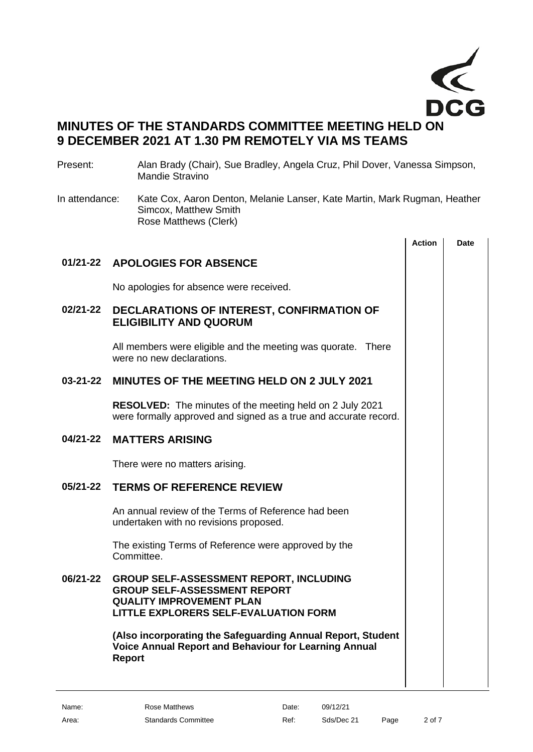# MINUTES OF THE STANDARDS COMMITTEE MEETING HELD ON 9 DECEMBER 2021 AT 1.30 PM REMOTELY VIA MS TEAMS

Present: Alan Brady (Chair), Sue Bradley, Angela Cruz, Phil Dover, Vanessa Simpson, Mandie Stravino

In attendance: Kate Cox, Aaron Denton, Melanie Lanser, Kate Martin, Mark Rugman, Heather Simcox, Matthew Smith
Rose Matthews (Clerk)

| | | Action | Date |
|---|---|---|---|
| **01/21-22** | **APOLOGIES FOR ABSENCE** | | |
| | No apologies for absence were received. | | |
| **02/21-22** | **DECLARATIONS OF INTEREST, CONFIRMATION OF ELIGIBILITY AND QUORUM** | | |
| | All members were eligible and the meeting was quorate. There were no new declarations. | | |
| **03-21-22** | **MINUTES OF THE MEETING HELD ON 2 JULY 2021** | | |
| | **RESOLVED:** The minutes of the meeting held on 2 July 2021 were formally approved and signed as a true and accurate record. | | |
| **04/21-22** | **MATTERS ARISING** | | |
| | There were no matters arising. | | |
| **05/21-22** | **TERMS OF REFERENCE REVIEW** | | |
| | An annual review of the Terms of Reference had been undertaken with no revisions proposed. | | |
| | The existing Terms of Reference were approved by the Committee. | | |
| **06/21-22** | **GROUP SELF-ASSESSMENT REPORT, INCLUDING GROUP SELF-ASSESSMENT REPORT QUALITY IMPROVEMENT PLAN LITTLE EXPLORERS SELF-EVALUATION FORM** | | |
| | **(Also incorporating the Safeguarding Annual Report, Student Voice Annual Report and Behaviour for Learning Annual Report** | | |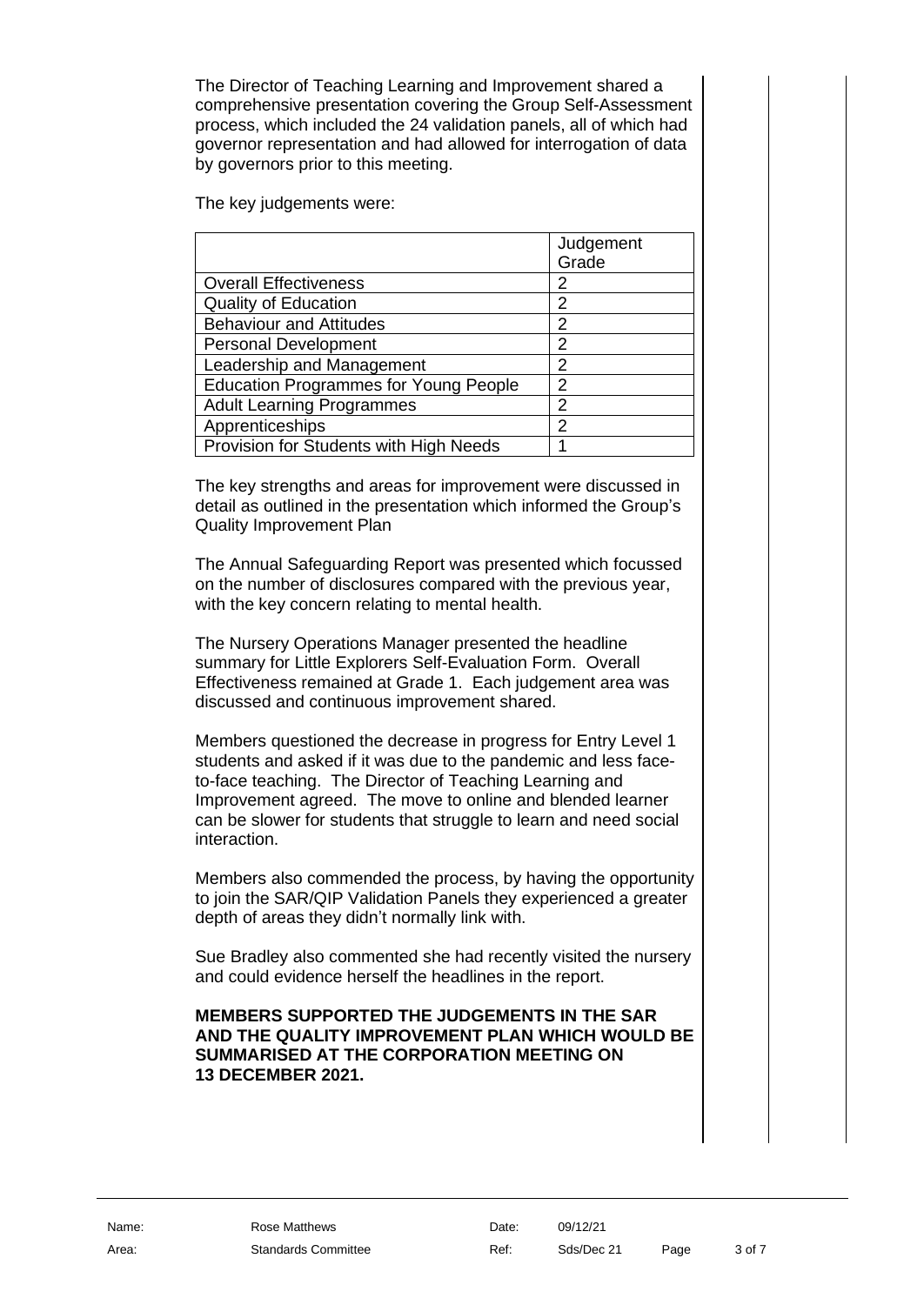The Director of Teaching Learning and Improvement shared a comprehensive presentation covering the Group Self-Assessment process, which included the 24 validation panels, all of which had governor representation and had allowed for interrogation of data by governors prior to this meeting.

The key judgements were:

| | Judgement Grade |
|---|---|
| Overall Effectiveness | 2 |
| Quality of Education | 2 |
| Behaviour and Attitudes | 2 |
| Personal Development | 2 |
| Leadership and Management | 2 |
| Education Programmes for Young People | 2 |
| Adult Learning Programmes | 2 |
| Apprenticeships | 2 |
| Provision for Students with High Needs | 1 |

The key strengths and areas for improvement were discussed in detail as outlined in the presentation which informed the Group's Quality Improvement Plan

The Annual Safeguarding Report was presented which focussed on the number of disclosures compared with the previous year, with the key concern relating to mental health.

The Nursery Operations Manager presented the headline summary for Little Explorers Self-Evaluation Form. Overall Effectiveness remained at Grade 1. Each judgement area was discussed and continuous improvement shared.

Members questioned the decrease in progress for Entry Level 1 students and asked if it was due to the pandemic and less face-to-face teaching. The Director of Teaching Learning and Improvement agreed. The move to online and blended learner can be slower for students that struggle to learn and need social interaction.

Members also commended the process, by having the opportunity to join the SAR/QIP Validation Panels they experienced a greater depth of areas they didn't normally link with.

Sue Bradley also commented she had recently visited the nursery and could evidence herself the headlines in the report.

**MEMBERS SUPPORTED THE JUDGEMENTS IN THE SAR AND THE QUALITY IMPROVEMENT PLAN WHICH WOULD BE SUMMARISED AT THE CORPORATION MEETING ON 13 DECEMBER 2021.**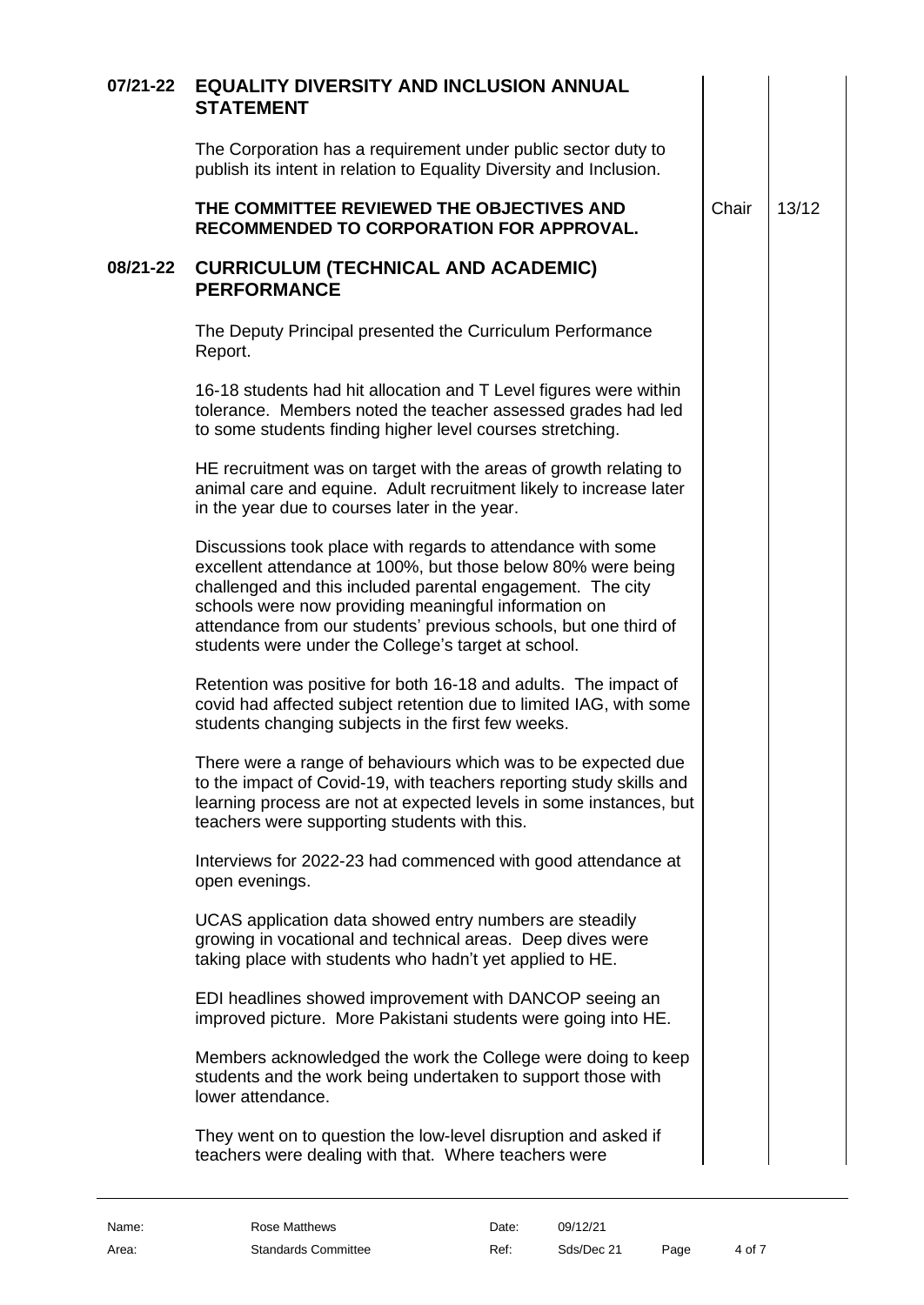## 07/21-22 EQUALITY DIVERSITY AND INCLUSION ANNUAL STATEMENT

The Corporation has a requirement under public sector duty to publish its intent in relation to Equality Diversity and Inclusion.

**THE COMMITTEE REVIEWED THE OBJECTIVES AND RECOMMENDED TO CORPORATION FOR APPROVAL.** — Chair — 13/12

## 08/21-22 CURRICULUM (TECHNICAL AND ACADEMIC) PERFORMANCE

The Deputy Principal presented the Curriculum Performance Report.

16-18 students had hit allocation and T Level figures were within tolerance. Members noted the teacher assessed grades had led to some students finding higher level courses stretching.

HE recruitment was on target with the areas of growth relating to animal care and equine. Adult recruitment likely to increase later in the year due to courses later in the year.

Discussions took place with regards to attendance with some excellent attendance at 100%, but those below 80% were being challenged and this included parental engagement. The city schools were now providing meaningful information on attendance from our students' previous schools, but one third of students were under the College's target at school.

Retention was positive for both 16-18 and adults. The impact of covid had affected subject retention due to limited IAG, with some students changing subjects in the first few weeks.

There were a range of behaviours which was to be expected due to the impact of Covid-19, with teachers reporting study skills and learning process are not at expected levels in some instances, but teachers were supporting students with this.

Interviews for 2022-23 had commenced with good attendance at open evenings.

UCAS application data showed entry numbers are steadily growing in vocational and technical areas. Deep dives were taking place with students who hadn't yet applied to HE.

EDI headlines showed improvement with DANCOP seeing an improved picture. More Pakistani students were going into HE.

Members acknowledged the work the College were doing to keep students and the work being undertaken to support those with lower attendance.

They went on to question the low-level disruption and asked if teachers were dealing with that. Where teachers were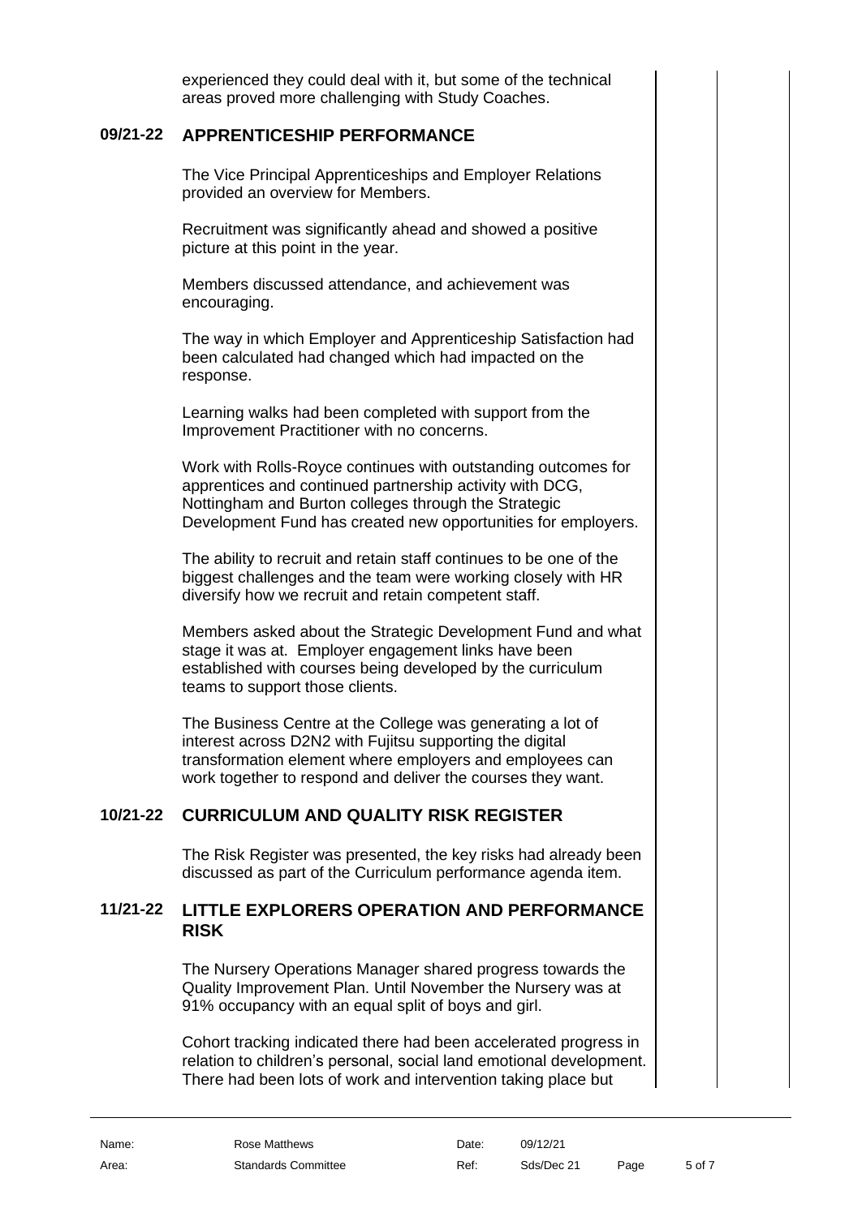experienced they could deal with it, but some of the technical areas proved more challenging with Study Coaches.

## 09/21-22 APPRENTICESHIP PERFORMANCE

The Vice Principal Apprenticeships and Employer Relations provided an overview for Members.

Recruitment was significantly ahead and showed a positive picture at this point in the year.

Members discussed attendance, and achievement was encouraging.

The way in which Employer and Apprenticeship Satisfaction had been calculated had changed which had impacted on the response.

Learning walks had been completed with support from the Improvement Practitioner with no concerns.

Work with Rolls-Royce continues with outstanding outcomes for apprentices and continued partnership activity with DCG, Nottingham and Burton colleges through the Strategic Development Fund has created new opportunities for employers.

The ability to recruit and retain staff continues to be one of the biggest challenges and the team were working closely with HR diversify how we recruit and retain competent staff.

Members asked about the Strategic Development Fund and what stage it was at. Employer engagement links have been established with courses being developed by the curriculum teams to support those clients.

The Business Centre at the College was generating a lot of interest across D2N2 with Fujitsu supporting the digital transformation element where employers and employees can work together to respond and deliver the courses they want.

## 10/21-22 CURRICULUM AND QUALITY RISK REGISTER

The Risk Register was presented, the key risks had already been discussed as part of the Curriculum performance agenda item.

## 11/21-22 LITTLE EXPLORERS OPERATION AND PERFORMANCE RISK

The Nursery Operations Manager shared progress towards the Quality Improvement Plan. Until November the Nursery was at 91% occupancy with an equal split of boys and girl.

Cohort tracking indicated there had been accelerated progress in relation to children's personal, social land emotional development. There had been lots of work and intervention taking place but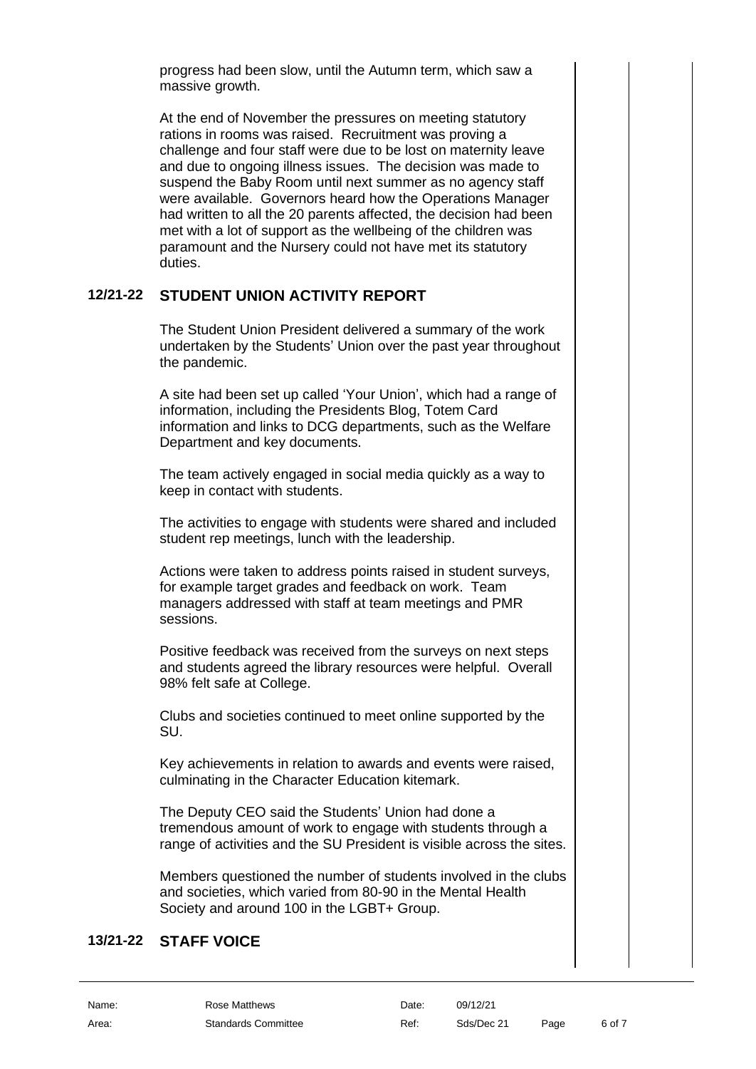progress had been slow, until the Autumn term, which saw a massive growth.

At the end of November the pressures on meeting statutory rations in rooms was raised. Recruitment was proving a challenge and four staff were due to be lost on maternity leave and due to ongoing illness issues. The decision was made to suspend the Baby Room until next summer as no agency staff were available. Governors heard how the Operations Manager had written to all the 20 parents affected, the decision had been met with a lot of support as the wellbeing of the children was paramount and the Nursery could not have met its statutory duties.

## 12/21-22 STUDENT UNION ACTIVITY REPORT

The Student Union President delivered a summary of the work undertaken by the Students' Union over the past year throughout the pandemic.

A site had been set up called 'Your Union', which had a range of information, including the Presidents Blog, Totem Card information and links to DCG departments, such as the Welfare Department and key documents.

The team actively engaged in social media quickly as a way to keep in contact with students.

The activities to engage with students were shared and included student rep meetings, lunch with the leadership.

Actions were taken to address points raised in student surveys, for example target grades and feedback on work. Team managers addressed with staff at team meetings and PMR sessions.

Positive feedback was received from the surveys on next steps and students agreed the library resources were helpful. Overall 98% felt safe at College.

Clubs and societies continued to meet online supported by the SU.

Key achievements in relation to awards and events were raised, culminating in the Character Education kitemark.

The Deputy CEO said the Students' Union had done a tremendous amount of work to engage with students through a range of activities and the SU President is visible across the sites.

Members questioned the number of students involved in the clubs and societies, which varied from 80-90 in the Mental Health Society and around 100 in the LGBT+ Group.

## 13/21-22 STAFF VOICE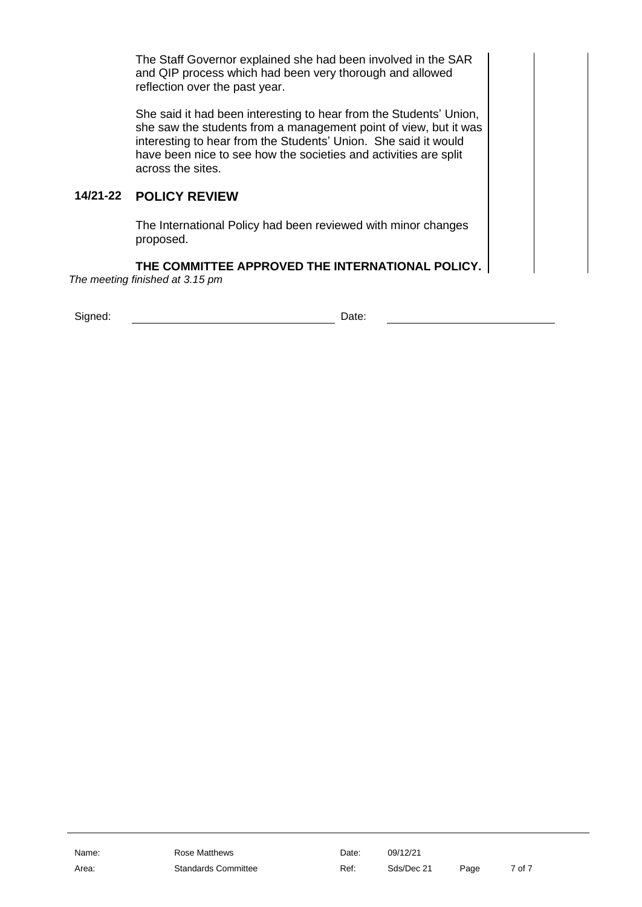The Staff Governor explained she had been involved in the SAR and QIP process which had been very thorough and allowed reflection over the past year.

She said it had been interesting to hear from the Students' Union, she saw the students from a management point of view, but it was interesting to hear from the Students' Union. She said it would have been nice to see how the societies and activities are split across the sites.

## 14/21-22 POLICY REVIEW

The International Policy had been reviewed with minor changes proposed.

**THE COMMITTEE APPROVED THE INTERNATIONAL POLICY.**

*The meeting finished at 3.15 pm*

Signed: \_\_\_\_\_\_\_\_\_\_\_\_\_\_\_\_\_\_\_\_\_\_\_\_ Date: \_\_\_\_\_\_\_\_\_\_\_\_\_\_\_\_\_\_\_\_